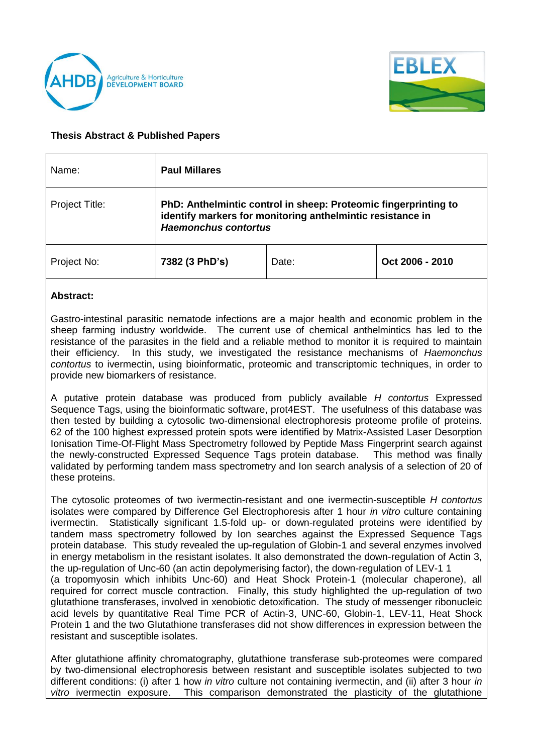Agriculture & Horticulture DEVELOPMENT BOARD

EBLEX

**Thesis Abstract & Published Papers**

| Name: | **Paul Millares** | | |
|---|---|---|---|
| Project Title: | **PhD: Anthelmintic control in sheep: Proteomic fingerprinting to identify markers for monitoring anthelmintic resistance in *Haemonchus contortus*** | | |
| Project No: | **7382 (3 PhD's)** | Date: | **Oct 2006 - 2010** |

**Abstract:**

Gastro-intestinal parasitic nematode infections are a major health and economic problem in the sheep farming industry worldwide. The current use of chemical anthelmintics has led to the resistance of the parasites in the field and a reliable method to monitor it is required to maintain their efficiency. In this study, we investigated the resistance mechanisms of *Haemonchus contortus* to ivermectin, using bioinformatic, proteomic and transcriptomic techniques, in order to provide new biomarkers of resistance.

A putative protein database was produced from publicly available *H contortus* Expressed Sequence Tags, using the bioinformatic software, prot4EST. The usefulness of this database was then tested by building a cytosolic two-dimensional electrophoresis proteome profile of proteins. 62 of the 100 highest expressed protein spots were identified by Matrix-Assisted Laser Desorption Ionisation Time-Of-Flight Mass Spectrometry followed by Peptide Mass Fingerprint search against the newly-constructed Expressed Sequence Tags protein database. This method was finally validated by performing tandem mass spectrometry and Ion search analysis of a selection of 20 of these proteins.

The cytosolic proteomes of two ivermectin-resistant and one ivermectin-susceptible *H contortus* isolates were compared by Difference Gel Electrophoresis after 1 hour *in vitro* culture containing ivermectin. Statistically significant 1.5-fold up- or down-regulated proteins were identified by tandem mass spectrometry followed by Ion searches against the Expressed Sequence Tags protein database. This study revealed the up-regulation of Globin-1 and several enzymes involved in energy metabolism in the resistant isolates. It also demonstrated the down-regulation of Actin 3, the up-regulation of Unc-60 (an actin depolymerising factor), the down-regulation of LEV-1 1 (a tropomyosin which inhibits Unc-60) and Heat Shock Protein-1 (molecular chaperone), all required for correct muscle contraction. Finally, this study highlighted the up-regulation of two glutathione transferases, involved in xenobiotic detoxification. The study of messenger ribonucleic acid levels by quantitative Real Time PCR of Actin-3, UNC-60, Globin-1, LEV-11, Heat Shock Protein 1 and the two Glutathione transferases did not show differences in expression between the resistant and susceptible isolates.

After glutathione affinity chromatography, glutathione transferase sub-proteomes were compared by two-dimensional electrophoresis between resistant and susceptible isolates subjected to two different conditions: (i) after 1 how *in vitro* culture not containing ivermectin, and (ii) after 3 hour *in vitro* ivermectin exposure. This comparison demonstrated the plasticity of the glutathione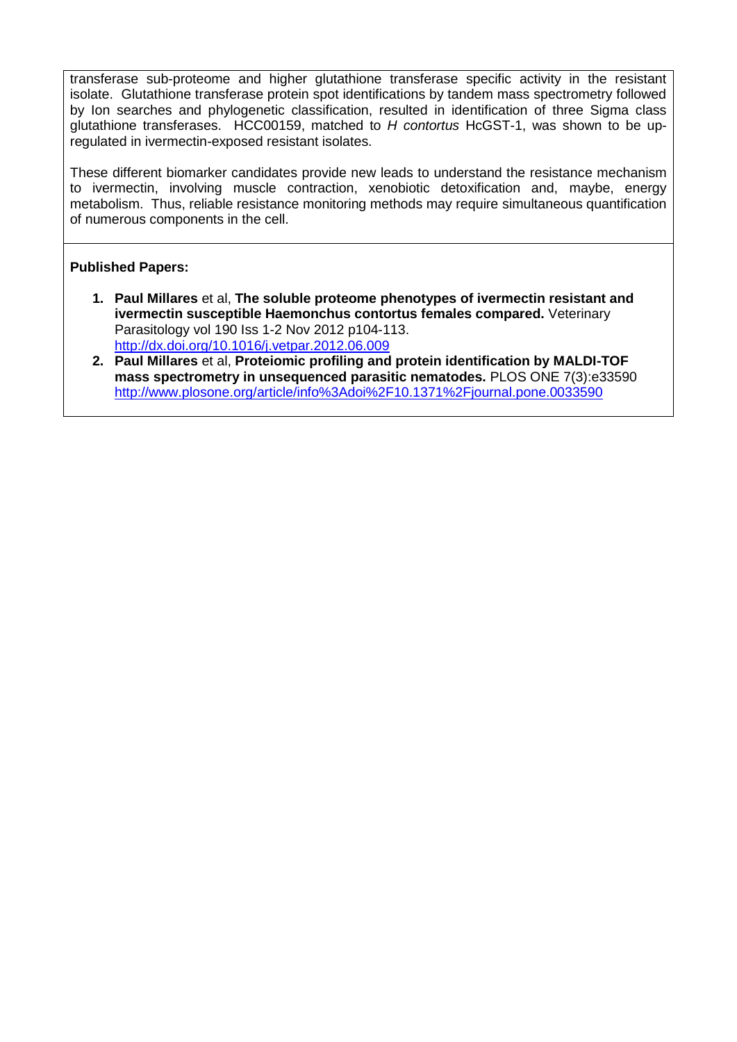transferase sub-proteome and higher glutathione transferase specific activity in the resistant isolate. Glutathione transferase protein spot identifications by tandem mass spectrometry followed by Ion searches and phylogenetic classification, resulted in identification of three Sigma class glutathione transferases. HCC00159, matched to *H contortus* HcGST-1, was shown to be up-regulated in ivermectin-exposed resistant isolates.

These different biomarker candidates provide new leads to understand the resistance mechanism to ivermectin, involving muscle contraction, xenobiotic detoxification and, maybe, energy metabolism. Thus, reliable resistance monitoring methods may require simultaneous quantification of numerous components in the cell.

**Published Papers:**

1. **Paul Millares** et al, **The soluble proteome phenotypes of ivermectin resistant and ivermectin susceptible Haemonchus contortus females compared.** Veterinary Parasitology vol 190 Iss 1-2 Nov 2012 p104-113. http://dx.doi.org/10.1016/j.vetpar.2012.06.009
2. **Paul Millares** et al, **Proteiomic profiling and protein identification by MALDI-TOF mass spectrometry in unsequenced parasitic nematodes.** PLOS ONE 7(3):e33590 http://www.plosone.org/article/info%3Adoi%2F10.1371%2Fjournal.pone.0033590